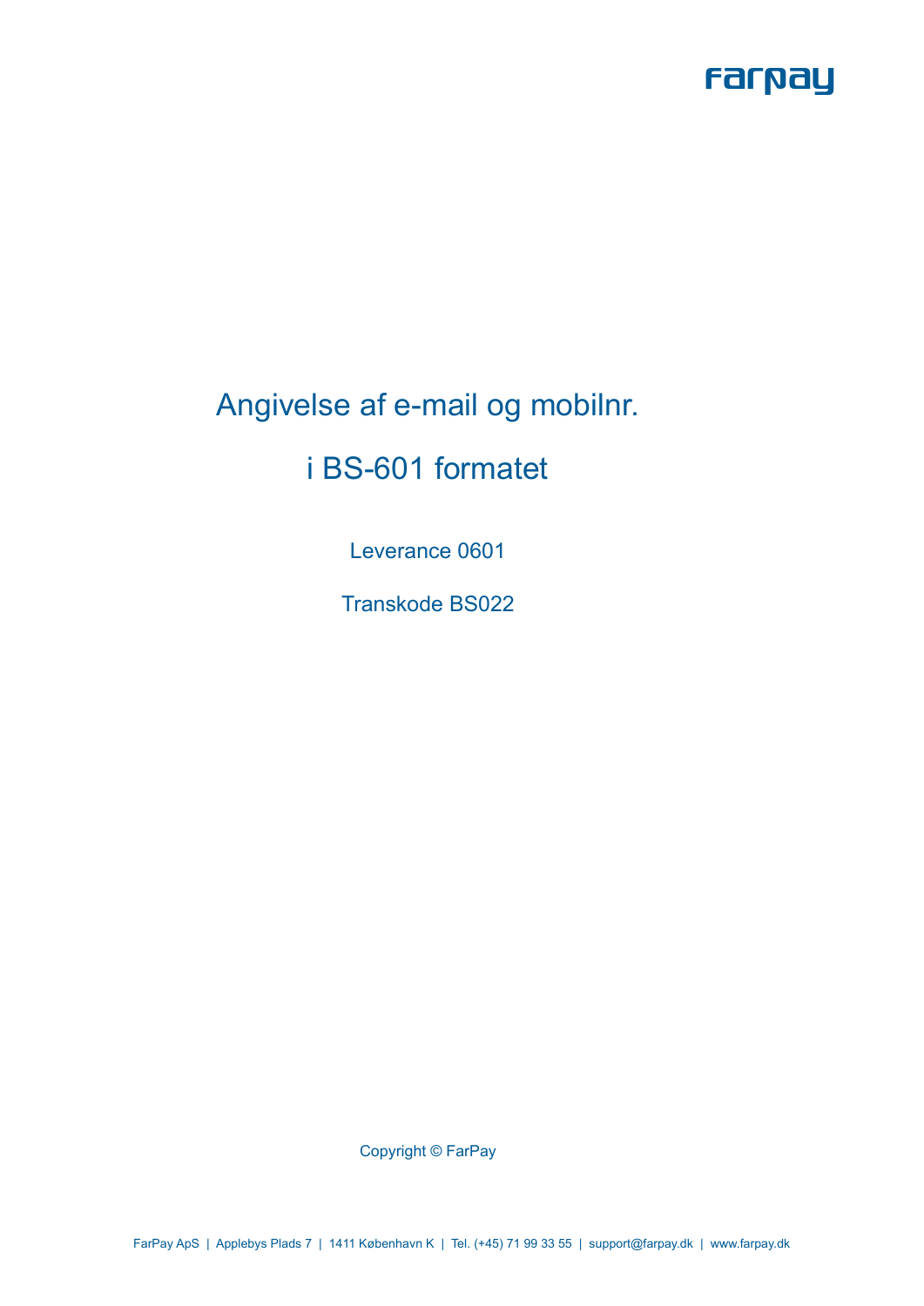# Angivelse af e-mail og mobilnr.

# i BS-601 formatet

Leverance 0601

Transkode BS022

Copyright © FarPay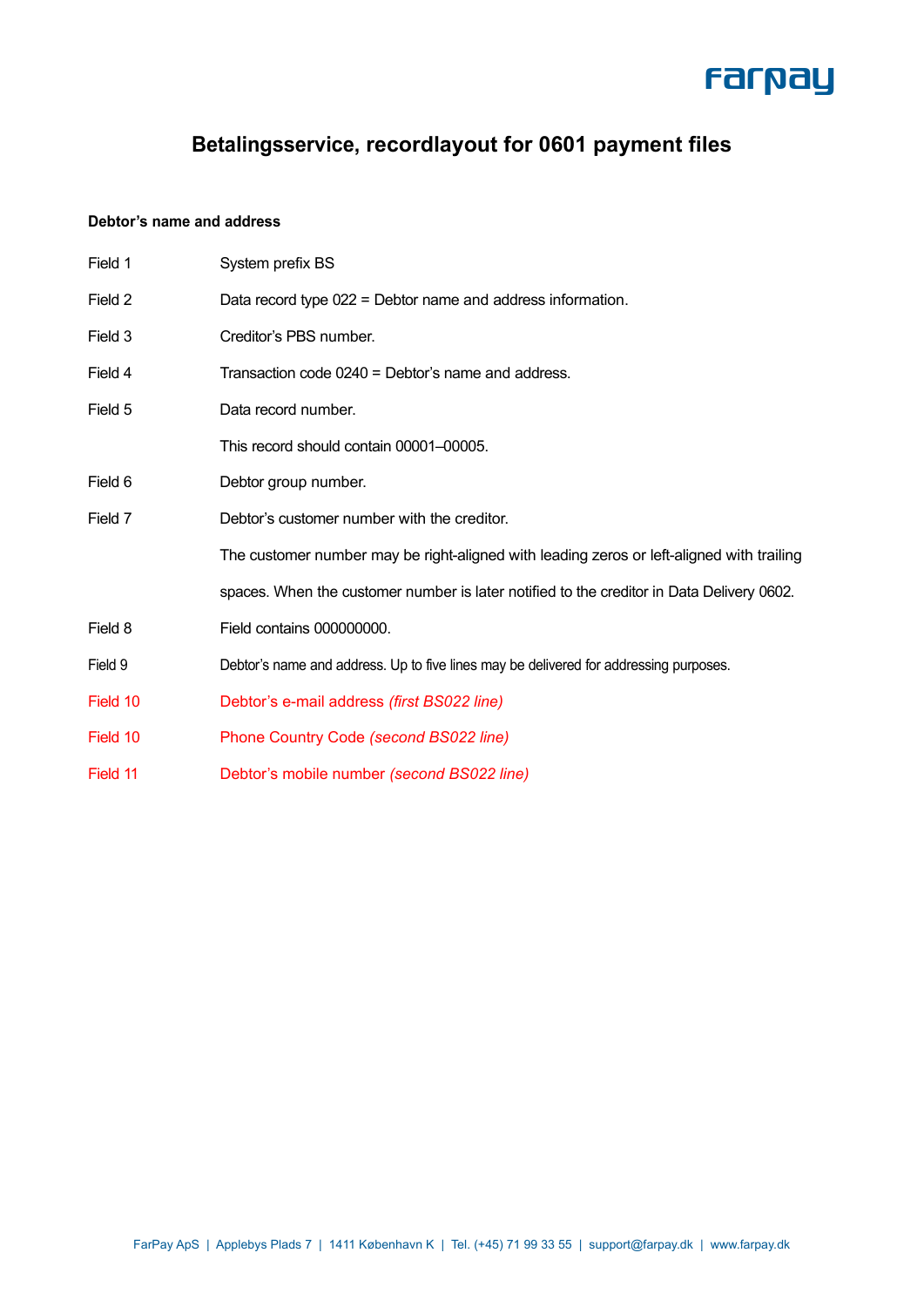# Betalingsservice, recordlayout for 0601 payment files

**Debtor's name and address**

| | |
|---|---|
| Field 1 | System prefix BS |
| Field 2 | Data record type 022 = Debtor name and address information. |
| Field 3 | Creditor's PBS number. |
| Field 4 | Transaction code 0240 = Debtor's name and address. |
| Field 5 | Data record number. |
| | This record should contain 00001–00005. |
| Field 6 | Debtor group number. |
| Field 7 | Debtor's customer number with the creditor. |
| | The customer number may be right-aligned with leading zeros or left-aligned with trailing spaces. When the customer number is later notified to the creditor in Data Delivery 0602. |
| Field 8 | Field contains 000000000. |
| Field 9 | Debtor's name and address. Up to five lines may be delivered for addressing purposes. |
| Field 10 | Debtor's e-mail address *(first BS022 line)* |
| Field 10 | Phone Country Code *(second BS022 line)* |
| Field 11 | Debtor's mobile number *(second BS022 line)* |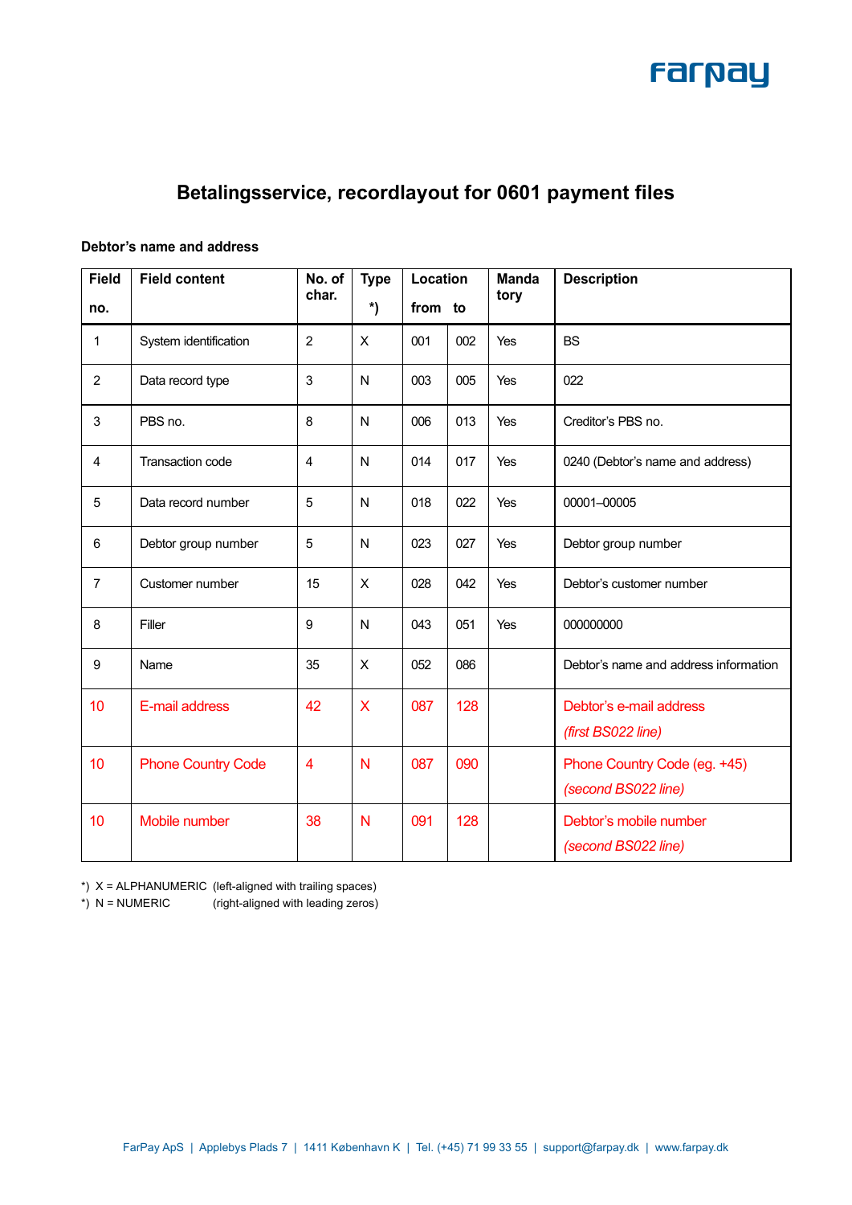# Betalingsservice, recordlayout for 0601 payment files

**Debtor's name and address**

| Field no. | Field content | No. of char. | Type *) | Location from | to | Mandatory | Description |
|---|---|---|---|---|---|---|---|
| 1 | System identification | 2 | X | 001 | 002 | Yes | BS |
| 2 | Data record type | 3 | N | 003 | 005 | Yes | 022 |
| 3 | PBS no. | 8 | N | 006 | 013 | Yes | Creditor's PBS no. |
| 4 | Transaction code | 4 | N | 014 | 017 | Yes | 0240 (Debtor's name and address) |
| 5 | Data record number | 5 | N | 018 | 022 | Yes | 00001–00005 |
| 6 | Debtor group number | 5 | N | 023 | 027 | Yes | Debtor group number |
| 7 | Customer number | 15 | X | 028 | 042 | Yes | Debtor's customer number |
| 8 | Filler | 9 | N | 043 | 051 | Yes | 000000000 |
| 9 | Name | 35 | X | 052 | 086 | | Debtor's name and address information |
| 10 | E-mail address | 42 | X | 087 | 128 | | Debtor's e-mail address *(first BS022 line)* |
| 10 | Phone Country Code | 4 | N | 087 | 090 | | Phone Country Code (eg. +45) *(second BS022 line)* |
| 10 | Mobile number | 38 | N | 091 | 128 | | Debtor's mobile number *(second BS022 line)* |

*) X = ALPHANUMERIC (left-aligned with trailing spaces)
*) N = NUMERIC (right-aligned with leading zeros)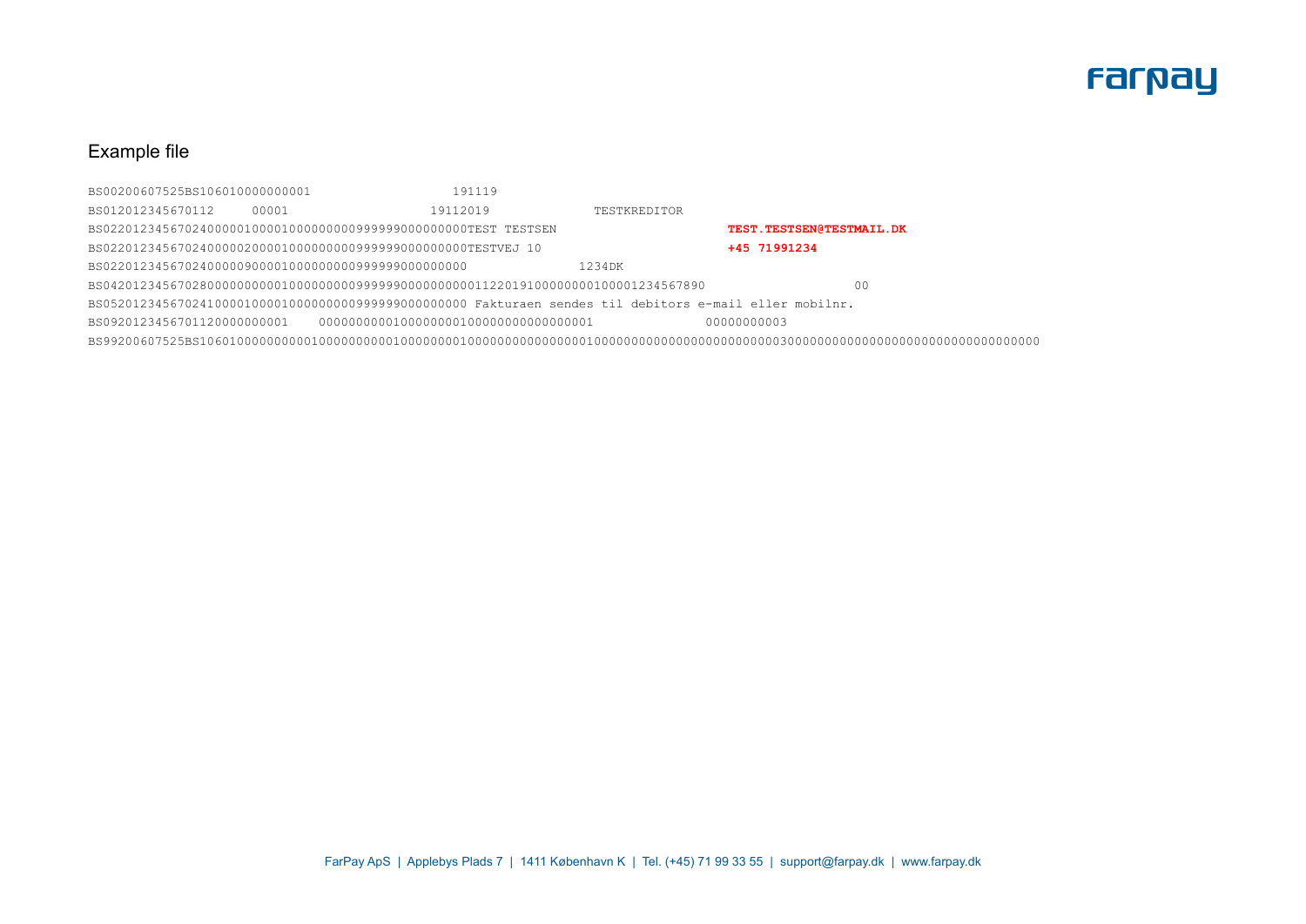## Example file

```
BS00200607525BS106010000000001                   191119
BS012012345670112     00001                    19112019             TESTKREDITOR
BS0220123456702400000100001000000000999999000000000TEST TESTSEN                      TEST.TESTSEN@TESTMAIL.DK
BS0220123456702400000200001000000000999999000000000TESTVEJ 10                        +45 71991234
BS022012345670240000090000100000000099999900000000               1234DK
BS042012345670280000000000100000000099999900000000001122019100000000100001234567890                    00
BS052012345670241000010000100000000099999900000000 Fakturaen sendes til debitors e-mail eller mobilnr.
BS092012345670112000000001    000000000100000000100000000000000001               00000000003
BS99200607525BS106010000000000100000000001000000001000000000000000010000000000000000000000000300000000000000000000000000000000000
```